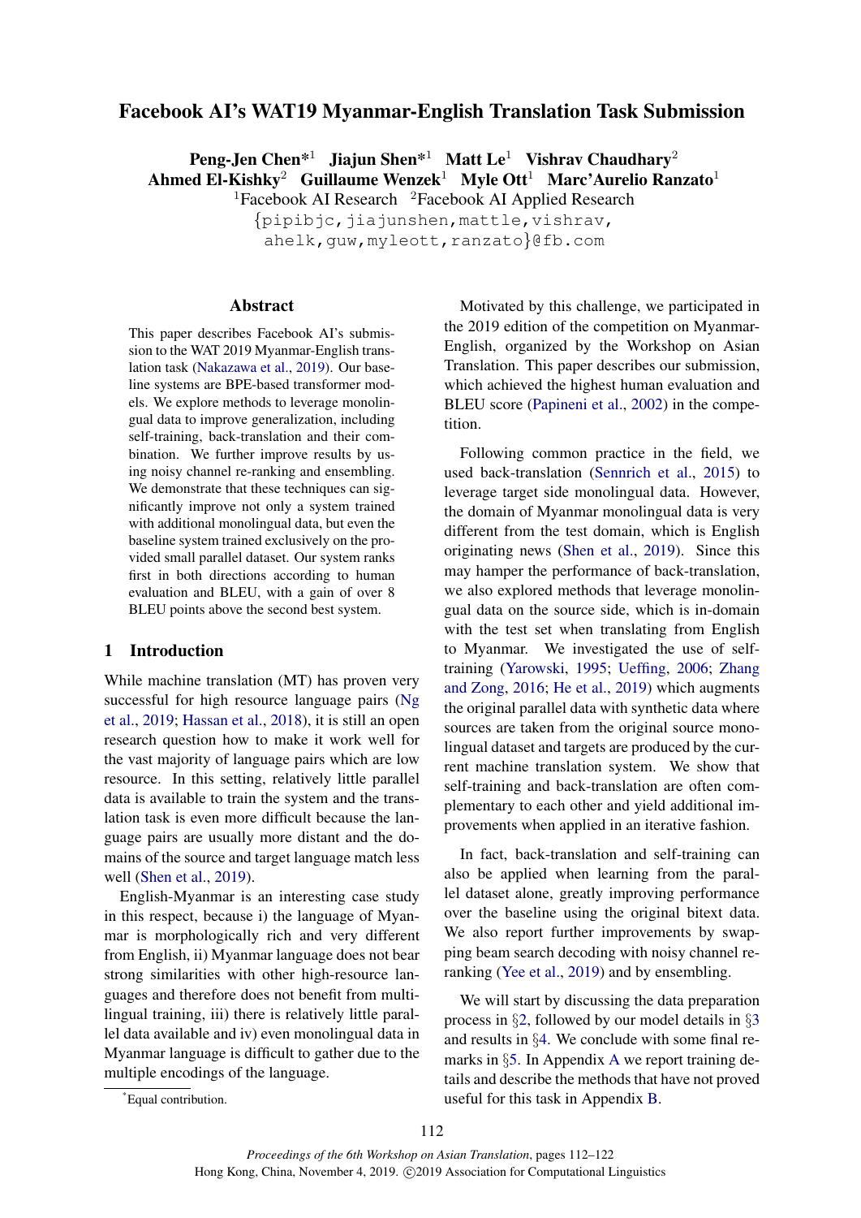# Facebook AI's WAT19 Myanmar-English Translation Task Submission

**Peng-Jen Chen*[1] Jiajun Shen*[1] Matt Le[1] Vishrav Chaudhary[2] Ahmed El-Kishky[2] Guillaume Wenzek[1] Myle Ott[1] Marc'Aurelio Ranzato[1]**

[1]Facebook AI Research [2]Facebook AI Applied Research

{pipibjc,jiajunshen,mattle,vishrav, ahelk,guw,myleott,ranzato}@fb.com

## Abstract

This paper describes Facebook AI's submission to the WAT 2019 Myanmar-English translation task (Nakazawa et al., 2019). Our baseline systems are BPE-based transformer models. We explore methods to leverage monolingual data to improve generalization, including self-training, back-translation and their combination. We further improve results by using noisy channel re-ranking and ensembling. We demonstrate that these techniques can significantly improve not only a system trained with additional monolingual data, but even the baseline system trained exclusively on the provided small parallel dataset. Our system ranks first in both directions according to human evaluation and BLEU, with a gain of over 8 BLEU points above the second best system.

## 1 Introduction

While machine translation (MT) has proven very successful for high resource language pairs (Ng et al., 2019; Hassan et al., 2018), it is still an open research question how to make it work well for the vast majority of language pairs which are low resource. In this setting, relatively little parallel data is available to train the system and the translation task is even more difficult because the language pairs are usually more distant and the domains of the source and target language match less well (Shen et al., 2019).

English-Myanmar is an interesting case study in this respect, because i) the language of Myanmar is morphologically rich and very different from English, ii) Myanmar language does not bear strong similarities with other high-resource languages and therefore does not benefit from multilingual training, iii) there is relatively little parallel data available and iv) even monolingual data in Myanmar language is difficult to gather due to the multiple encodings of the language.

Motivated by this challenge, we participated in the 2019 edition of the competition on Myanmar-English, organized by the Workshop on Asian Translation. This paper describes our submission, which achieved the highest human evaluation and BLEU score (Papineni et al., 2002) in the competition.

Following common practice in the field, we used back-translation (Sennrich et al., 2015) to leverage target side monolingual data. However, the domain of Myanmar monolingual data is very different from the test domain, which is English originating news (Shen et al., 2019). Since this may hamper the performance of back-translation, we also explored methods that leverage monolingual data on the source side, which is in-domain with the test set when translating from English to Myanmar. We investigated the use of self-training (Yarowski, 1995; Ueffing, 2006; Zhang and Zong, 2016; He et al., 2019) which augments the original parallel data with synthetic data where sources are taken from the original source monolingual dataset and targets are produced by the current machine translation system. We show that self-training and back-translation are often complementary to each other and yield additional improvements when applied in an iterative fashion.

In fact, back-translation and self-training can also be applied when learning from the parallel dataset alone, greatly improving performance over the baseline using the original bitext data. We also report further improvements by swapping beam search decoding with noisy channel re-ranking (Yee et al., 2019) and by ensembling.

We will start by discussing the data preparation process in §2, followed by our model details in §3 and results in §4. We conclude with some final remarks in §5. In Appendix A we report training details and describe the methods that have not proved useful for this task in Appendix B.

*Equal contribution.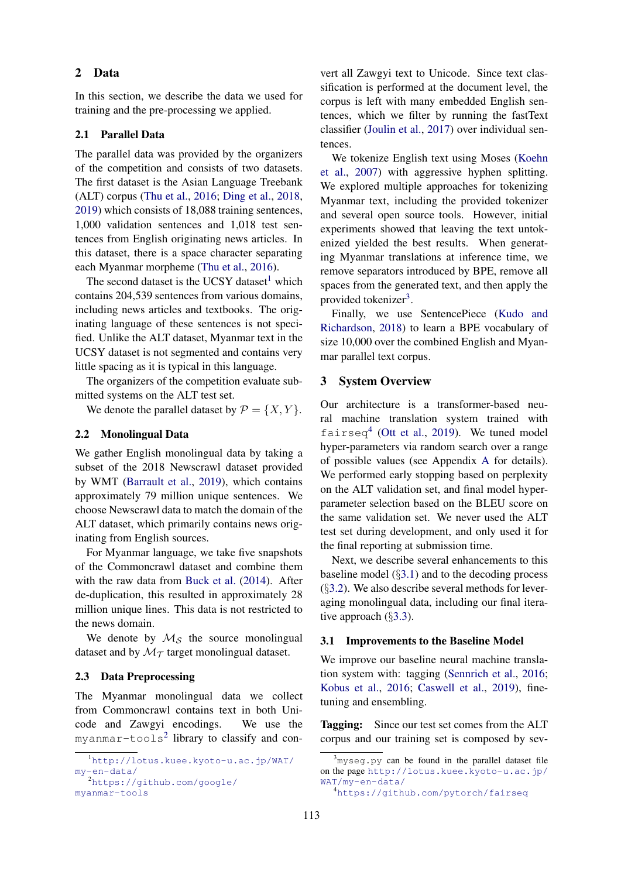## 2 Data

In this section, we describe the data we used for training and the pre-processing we applied.

### 2.1 Parallel Data

The parallel data was provided by the organizers of the competition and consists of two datasets. The first dataset is the Asian Language Treebank (ALT) corpus (Thu et al., 2016; Ding et al., 2018, 2019) which consists of 18,088 training sentences, 1,000 validation sentences and 1,018 test sentences from English originating news articles. In this dataset, there is a space character separating each Myanmar morpheme (Thu et al., 2016).

The second dataset is the UCSY dataset[1] which contains 204,539 sentences from various domains, including news articles and textbooks. The originating language of these sentences is not specified. Unlike the ALT dataset, Myanmar text in the UCSY dataset is not segmented and contains very little spacing as it is typical in this language.

The organizers of the competition evaluate submitted systems on the ALT test set.

We denote the parallel dataset by $\mathcal{P} = \{X, Y\}$.

### 2.2 Monolingual Data

We gather English monolingual data by taking a subset of the 2018 Newscrawl dataset provided by WMT (Barrault et al., 2019), which contains approximately 79 million unique sentences. We choose Newscrawl data to match the domain of the ALT dataset, which primarily contains news originating from English sources.

For Myanmar language, we take five snapshots of the Commoncrawl dataset and combine them with the raw data from Buck et al. (2014). After de-duplication, this resulted in approximately 28 million unique lines. This data is not restricted to the news domain.

We denote by $\mathcal{M}_{\mathcal{S}}$ the source monolingual dataset and by $\mathcal{M}_{\mathcal{T}}$ target monolingual dataset.

### 2.3 Data Preprocessing

The Myanmar monolingual data we collect from Commoncrawl contains text in both Unicode and Zawgyi encodings. We use the `myanmar-tools`[2] library to classify and convert all Zawgyi text to Unicode. Since text classification is performed at the document level, the corpus is left with many embedded English sentences, which we filter by running the fastText classifier (Joulin et al., 2017) over individual sentences.

We tokenize English text using Moses (Koehn et al., 2007) with aggressive hyphen splitting. We explored multiple approaches for tokenizing Myanmar text, including the provided tokenizer and several open source tools. However, initial experiments showed that leaving the text untokenized yielded the best results. When generating Myanmar translations at inference time, we remove separators introduced by BPE, remove all spaces from the generated text, and then apply the provided tokenizer[3].

Finally, we use SentencePiece (Kudo and Richardson, 2018) to learn a BPE vocabulary of size 10,000 over the combined English and Myanmar parallel text corpus.

## 3 System Overview

Our architecture is a transformer-based neural machine translation system trained with `fairseq`[4] (Ott et al., 2019). We tuned model hyper-parameters via random search over a range of possible values (see Appendix A for details). We performed early stopping based on perplexity on the ALT validation set, and final model hyper-parameter selection based on the BLEU score on the same validation set. We never used the ALT test set during development, and only used it for the final reporting at submission time.

Next, we describe several enhancements to this baseline model (§3.1) and to the decoding process (§3.2). We also describe several methods for leveraging monolingual data, including our final iterative approach (§3.3).

### 3.1 Improvements to the Baseline Model

We improve our baseline neural machine translation system with: tagging (Sennrich et al., 2016; Kobus et al., 2016; Caswell et al., 2019), fine-tuning and ensembling.

**Tagging:** Since our test set comes from the ALT corpus and our training set is composed by sev-

[1] http://lotus.kuee.kyoto-u.ac.jp/WAT/my-en-data/

[2] https://github.com/google/myanmar-tools

[3] myseg.py can be found in the parallel dataset file on the page http://lotus.kuee.kyoto-u.ac.jp/WAT/my-en-data/

[4] https://github.com/pytorch/fairseq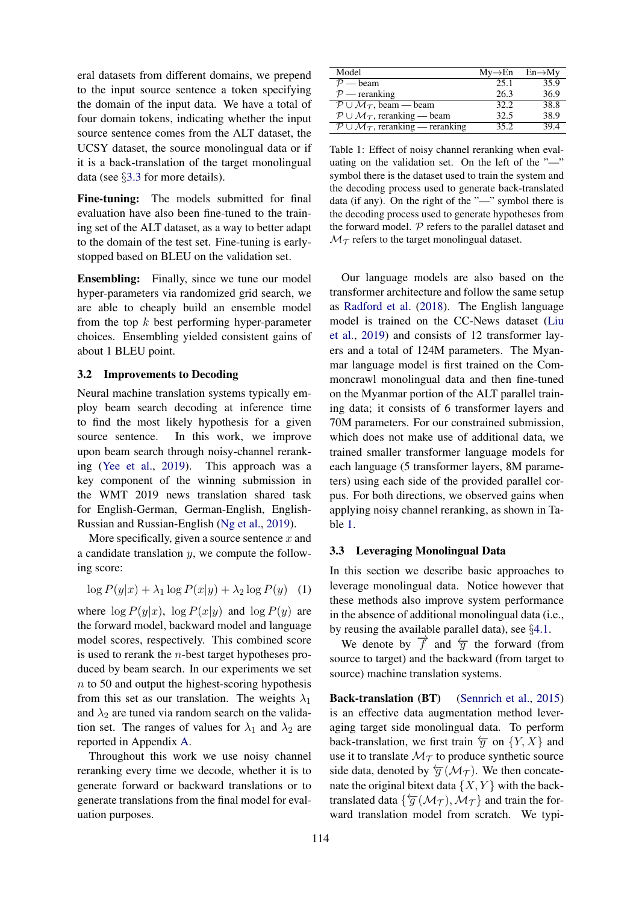eral datasets from different domains, we prepend to the input source sentence a token specifying the domain of the input data. We have a total of four domain tokens, indicating whether the input source sentence comes from the ALT dataset, the UCSY dataset, the source monolingual data or if it is a back-translation of the target monolingual data (see §3.3 for more details).

**Fine-tuning:** The models submitted for final evaluation have also been fine-tuned to the training set of the ALT dataset, as a way to better adapt to the domain of the test set. Fine-tuning is early-stopped based on BLEU on the validation set.

**Ensembling:** Finally, since we tune our model hyper-parameters via randomized grid search, we are able to cheaply build an ensemble model from the top $k$ best performing hyper-parameter choices. Ensembling yielded consistent gains of about 1 BLEU point.

### 3.2 Improvements to Decoding

Neural machine translation systems typically employ beam search decoding at inference time to find the most likely hypothesis for a given source sentence. In this work, we improve upon beam search through noisy-channel reranking (Yee et al., 2019). This approach was a key component of the winning submission in the WMT 2019 news translation shared task for English-German, German-English, English-Russian and Russian-English (Ng et al., 2019).

More specifically, given a source sentence $x$ and a candidate translation $y$, we compute the following score:

$$\log P(y|x) + \lambda_1 \log P(x|y) + \lambda_2 \log P(y) \quad (1)$$

where $\log P(y|x)$, $\log P(x|y)$ and $\log P(y)$ are the forward model, backward model and language model scores, respectively. This combined score is used to rerank the $n$-best target hypotheses produced by beam search. In our experiments we set $n$ to 50 and output the highest-scoring hypothesis from this set as our translation. The weights $\lambda_1$ and $\lambda_2$ are tuned via random search on the validation set. The ranges of values for $\lambda_1$ and $\lambda_2$ are reported in Appendix A.

Throughout this work we use noisy channel reranking every time we decode, whether it is to generate forward or backward translations or to generate translations from the final model for evaluation purposes.

| Model | My→En | En→My |
|---|---|---|
| $\mathcal{P}$ — beam | 25.1 | 35.9 |
| $\mathcal{P}$ — reranking | 26.3 | 36.9 |
| $\mathcal{P} \cup \mathcal{M}_\mathcal{T}$, beam — beam | 32.2 | 38.8 |
| $\mathcal{P} \cup \mathcal{M}_\mathcal{T}$, reranking — beam | 32.5 | 38.9 |
| $\mathcal{P} \cup \mathcal{M}_\mathcal{T}$, reranking — reranking | 35.2 | 39.4 |

Table 1: Effect of noisy channel reranking when evaluating on the validation set. On the left of the "—" symbol there is the dataset used to train the system and the decoding process used to generate back-translated data (if any). On the right of the "—" symbol there is the decoding process used to generate hypotheses from the forward model. $\mathcal{P}$ refers to the parallel dataset and $\mathcal{M}_\mathcal{T}$ refers to the target monolingual dataset.

Our language models are also based on the transformer architecture and follow the same setup as Radford et al. (2018). The English language model is trained on the CC-News dataset (Liu et al., 2019) and consists of 12 transformer layers and a total of 124M parameters. The Myanmar language model is first trained on the Commoncrawl monolingual data and then fine-tuned on the Myanmar portion of the ALT parallel training data; it consists of 6 transformer layers and 70M parameters. For our constrained submission, which does not make use of additional data, we trained smaller transformer language models for each language (5 transformer layers, 8M parameters) using each side of the provided parallel corpus. For both directions, we observed gains when applying noisy channel reranking, as shown in Table 1.

### 3.3 Leveraging Monolingual Data

In this section we describe basic approaches to leverage monolingual data. Notice however that these methods also improve system performance in the absence of additional monolingual data (i.e., by reusing the available parallel data), see §4.1.

We denote by $\overrightarrow{f}$ and $\overleftarrow{g}$ the forward (from source to target) and the backward (from target to source) machine translation systems.

**Back-translation (BT)** (Sennrich et al., 2015) is an effective data augmentation method leveraging target side monolingual data. To perform back-translation, we first train $\overleftarrow{g}$ on $\{Y, X\}$ and use it to translate $\mathcal{M}_\mathcal{T}$ to produce synthetic source side data, denoted by $\overleftarrow{g}(\mathcal{M}_\mathcal{T})$. We then concatenate the original bitext data $\{X, Y\}$ with the back-translated data $\{\overleftarrow{g}(\mathcal{M}_\mathcal{T}), \mathcal{M}_\mathcal{T}\}$ and train the forward translation model from scratch. We typi-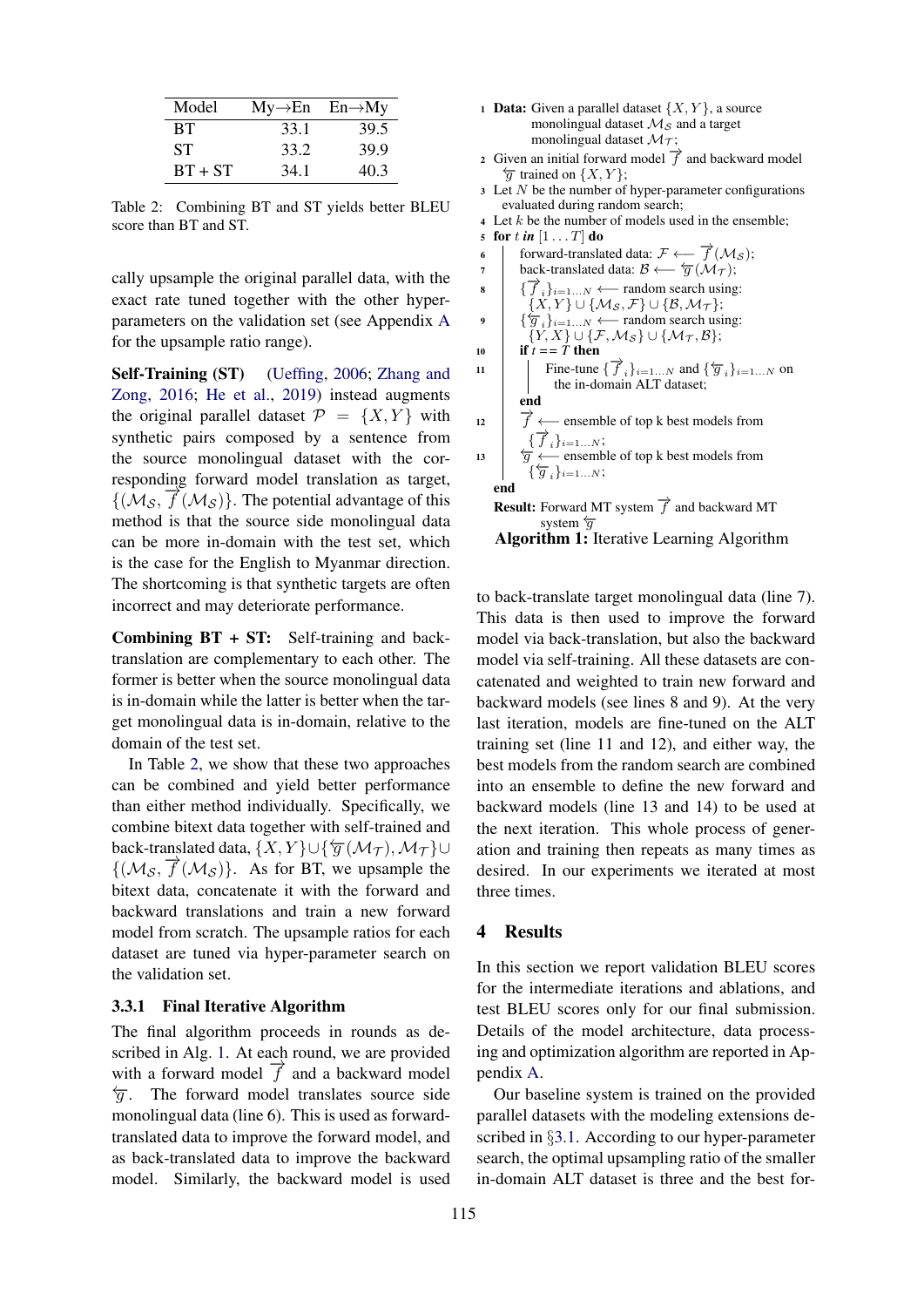| Model | My→En | En→My |
|---|---|---|
| BT | 33.1 | 39.5 |
| ST | 33.2 | 39.9 |
| BT + ST | 34.1 | 40.3 |

Table 2: Combining BT and ST yields better BLEU score than BT and ST.

cally upsample the original parallel data, with the exact rate tuned together with the other hyper-parameters on the validation set (see Appendix A for the upsample ratio range).

**Self-Training (ST)** (Ueffing, 2006; Zhang and Zong, 2016; He et al., 2019) instead augments the original parallel dataset $\mathcal{P} = \{X, Y\}$ with synthetic pairs composed by a sentence from the source monolingual dataset with the corresponding forward model translation as target, $\{(\mathcal{M}_{\mathcal{S}}, \overrightarrow{f}(\mathcal{M}_{\mathcal{S}})\}$. The potential advantage of this method is that the source side monolingual data can be more in-domain with the test set, which is the case for the English to Myanmar direction. The shortcoming is that synthetic targets are often incorrect and may deteriorate performance.

**Combining BT + ST:** Self-training and back-translation are complementary to each other. The former is better when the source monolingual data is in-domain while the latter is better when the target monolingual data is in-domain, relative to the domain of the test set.

In Table 2, we show that these two approaches can be combined and yield better performance than either method individually. Specifically, we combine bitext data together with self-trained and back-translated data, $\{X, Y\} \cup \{\overleftarrow{g}(\mathcal{M}_{\mathcal{T}}), \mathcal{M}_{\mathcal{T}}\} \cup \{(\mathcal{M}_{\mathcal{S}}, \overrightarrow{f}(\mathcal{M}_{\mathcal{S}})\}$. As for BT, we upsample the bitext data, concatenate it with the forward and backward translations and train a new forward model from scratch. The upsample ratios for each dataset are tuned via hyper-parameter search on the validation set.

### 3.3.1 Final Iterative Algorithm

The final algorithm proceeds in rounds as described in Alg. 1. At each round, we are provided with a forward model $\overrightarrow{f}$ and a backward model $\overleftarrow{g}$. The forward model translates source side monolingual data (line 6). This is used as forward-translated data to improve the forward model, and as back-translated data to improve the backward model. Similarly, the backward model is used

```
1  Data: Given a parallel dataset {X, Y}, a source
         monolingual dataset M_S and a target
         monolingual dataset M_T;
2  Given an initial forward model f→ and backward model
     g← trained on {X, Y};
3  Let N be the number of hyper-parameter configurations
     evaluated during random search;
4  Let k be the number of models used in the ensemble;
5  for t in [1 ... T] do
6      forward-translated data: F ⟵ f→(M_S);
7      back-translated data: B ⟵ g←(M_T);
8      {f→_i}_{i=1...N} ⟵ random search using:
         {X, Y} ∪ {M_S, F} ∪ {B, M_T};
9      {g←_i}_{i=1...N} ⟵ random search using:
         {Y, X} ∪ {F, M_S} ∪ {M_T, B};
10     if t == T then
11         Fine-tune {f→_i}_{i=1...N} and {g←_i}_{i=1...N} on
             the in-domain ALT dataset;
       end
12     f→ ⟵ ensemble of top k best models from
         {f→_i}_{i=1...N};
13     g← ⟵ ensemble of top k best models from
         {g←_i}_{i=1...N};
   end
   Result: Forward MT system f→ and backward MT
           system g←
```

**Algorithm 1:** Iterative Learning Algorithm

to back-translate target monolingual data (line 7). This data is then used to improve the forward model via back-translation, but also the backward model via self-training. All these datasets are concatenated and weighted to train new forward and backward models (see lines 8 and 9). At the very last iteration, models are fine-tuned on the ALT training set (line 11 and 12), and either way, the best models from the random search are combined into an ensemble to define the new forward and backward models (line 13 and 14) to be used at the next iteration. This whole process of generation and training then repeats as many times as desired. In our experiments we iterated at most three times.

## 4 Results

In this section we report validation BLEU scores for the intermediate iterations and ablations, and test BLEU scores only for our final submission. Details of the model architecture, data processing and optimization algorithm are reported in Appendix A.

Our baseline system is trained on the provided parallel datasets with the modeling extensions described in §3.1. According to our hyper-parameter search, the optimal upsampling ratio of the smaller in-domain ALT dataset is three and the best for-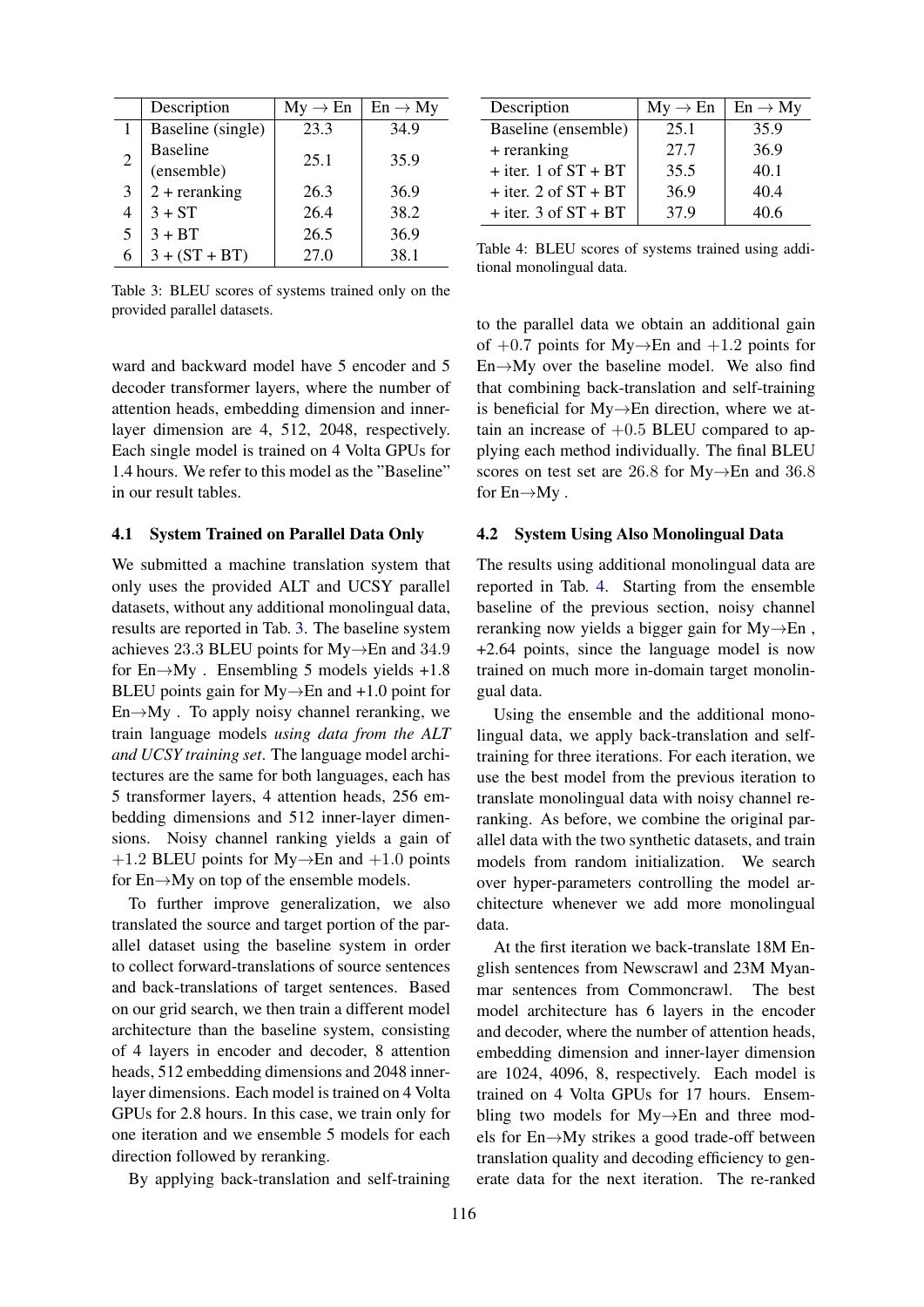| | Description | My → En | En → My |
|---|---|---|---|
| 1 | Baseline (single) | 23.3 | 34.9 |
| 2 | Baseline (ensemble) | 25.1 | 35.9 |
| 3 | 2 + reranking | 26.3 | 36.9 |
| 4 | 3 + ST | 26.4 | 38.2 |
| 5 | 3 + BT | 26.5 | 36.9 |
| 6 | 3 + (ST + BT) | 27.0 | 38.1 |

Table 3: BLEU scores of systems trained only on the provided parallel datasets.

ward and backward model have 5 encoder and 5 decoder transformer layers, where the number of attention heads, embedding dimension and inner-layer dimension are 4, 512, 2048, respectively. Each single model is trained on 4 Volta GPUs for 1.4 hours. We refer to this model as the "Baseline" in our result tables.

### 4.1 System Trained on Parallel Data Only

We submitted a machine translation system that only uses the provided ALT and UCSY parallel datasets, without any additional monolingual data, results are reported in Tab. 3. The baseline system achieves 23.3 BLEU points for My→En and 34.9 for En→My . Ensembling 5 models yields +1.8 BLEU points gain for My→En and +1.0 point for En→My . To apply noisy channel reranking, we train language models *using data from the ALT and UCSY training set*. The language model architectures are the same for both languages, each has 5 transformer layers, 4 attention heads, 256 embedding dimensions and 512 inner-layer dimensions. Noisy channel ranking yields a gain of $+1.2$ BLEU points for My→En and $+1.0$ points for En→My on top of the ensemble models.

To further improve generalization, we also translated the source and target portion of the parallel dataset using the baseline system in order to collect forward-translations of source sentences and back-translations of target sentences. Based on our grid search, we then train a different model architecture than the baseline system, consisting of 4 layers in encoder and decoder, 8 attention heads, 512 embedding dimensions and 2048 inner-layer dimensions. Each model is trained on 4 Volta GPUs for 2.8 hours. In this case, we train only for one iteration and we ensemble 5 models for each direction followed by reranking.

By applying back-translation and self-training to the parallel data we obtain an additional gain of $+0.7$ points for My→En and $+1.2$ points for En→My over the baseline model. We also find that combining back-translation and self-training is beneficial for My→En direction, where we attain an increase of $+0.5$ BLEU compared to applying each method individually. The final BLEU scores on test set are $26.8$ for My→En and $36.8$ for En→My .

| Description | My → En | En → My |
|---|---|---|
| Baseline (ensemble) | 25.1 | 35.9 |
| + reranking | 27.7 | 36.9 |
| + iter. 1 of ST + BT | 35.5 | 40.1 |
| + iter. 2 of ST + BT | 36.9 | 40.4 |
| + iter. 3 of ST + BT | 37.9 | 40.6 |

Table 4: BLEU scores of systems trained using additional monolingual data.

### 4.2 System Using Also Monolingual Data

The results using additional monolingual data are reported in Tab. 4. Starting from the ensemble baseline of the previous section, noisy channel reranking now yields a bigger gain for My→En , +2.64 points, since the language model is now trained on much more in-domain target monolingual data.

Using the ensemble and the additional monolingual data, we apply back-translation and self-training for three iterations. For each iteration, we use the best model from the previous iteration to translate monolingual data with noisy channel reranking. As before, we combine the original parallel data with the two synthetic datasets, and train models from random initialization. We search over hyper-parameters controlling the model architecture whenever we add more monolingual data.

At the first iteration we back-translate 18M English sentences from Newscrawl and 23M Myanmar sentences from Commoncrawl. The best model architecture has 6 layers in the encoder and decoder, where the number of attention heads, embedding dimension and inner-layer dimension are 1024, 4096, 8, respectively. Each model is trained on 4 Volta GPUs for 17 hours. Ensembling two models for My→En and three models for En→My strikes a good trade-off between translation quality and decoding efficiency to generate data for the next iteration. The re-ranked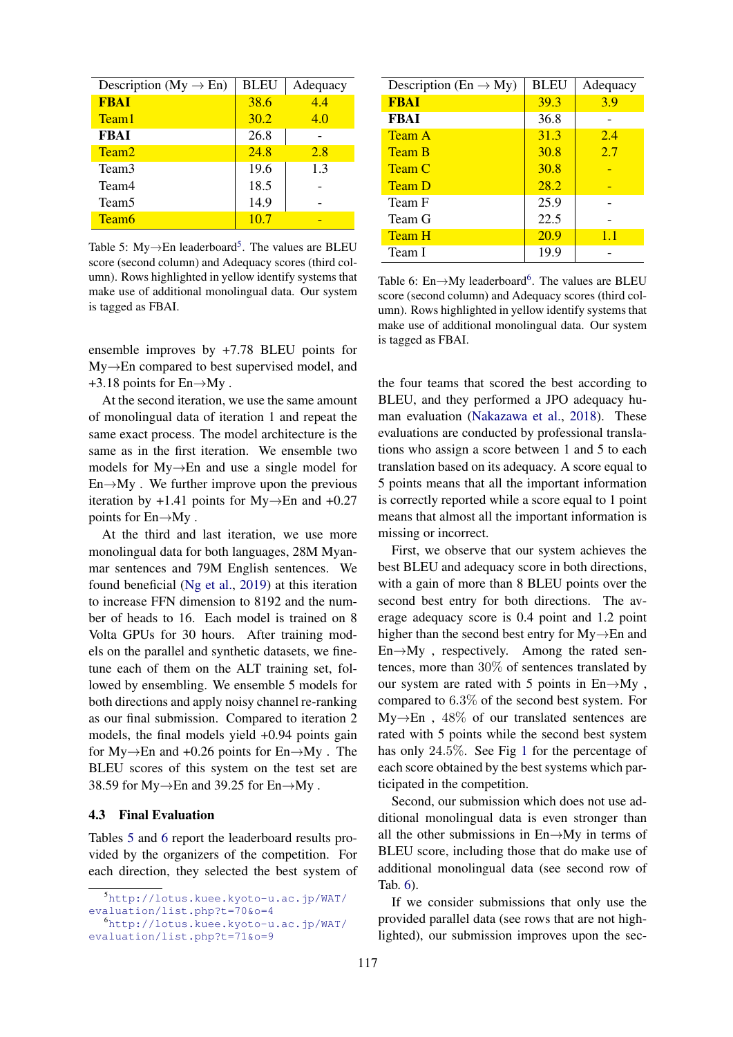| Description (My → En) | BLEU | Adequacy |
| --- | --- | --- |
| **FBAI** | 38.6 | 4.4 |
| Team1 | 30.2 | 4.0 |
| **FBAI** | 26.8 | - |
| Team2 | 24.8 | 2.8 |
| Team3 | 19.6 | 1.3 |
| Team4 | 18.5 | - |
| Team5 | 14.9 | - |
| Team6 | 10.7 | - |

Table 5: My→En leaderboard[5]. The values are BLEU score (second column) and Adequacy scores (third column). Rows highlighted in yellow identify systems that make use of additional monolingual data. Our system is tagged as FBAI.

| Description (En → My) | BLEU | Adequacy |
| --- | --- | --- |
| **FBAI** | 39.3 | 3.9 |
| **FBAI** | 36.8 | - |
| Team A | 31.3 | 2.4 |
| Team B | 30.8 | 2.7 |
| Team C | 30.8 | - |
| Team D | 28.2 | - |
| Team F | 25.9 | - |
| Team G | 22.5 | - |
| Team H | 20.9 | 1.1 |
| Team I | 19.9 | - |

Table 6: En→My leaderboard[6]. The values are BLEU score (second column) and Adequacy scores (third column). Rows highlighted in yellow identify systems that make use of additional monolingual data. Our system is tagged as FBAI.

ensemble improves by +7.78 BLEU points for My→En compared to best supervised model, and +3.18 points for En→My .

At the second iteration, we use the same amount of monolingual data of iteration 1 and repeat the same exact process. The model architecture is the same as in the first iteration. We ensemble two models for My→En and use a single model for En→My . We further improve upon the previous iteration by +1.41 points for My→En and +0.27 points for En→My .

At the third and last iteration, we use more monolingual data for both languages, 28M Myanmar sentences and 79M English sentences. We found beneficial (Ng et al., 2019) at this iteration to increase FFN dimension to 8192 and the number of heads to 16. Each model is trained on 8 Volta GPUs for 30 hours. After training models on the parallel and synthetic datasets, we fine-tune each of them on the ALT training set, followed by ensembling. We ensemble 5 models for both directions and apply noisy channel re-ranking as our final submission. Compared to iteration 2 models, the final models yield +0.94 points gain for My→En and +0.26 points for En→My . The BLEU scores of this system on the test set are 38.59 for My→En and 39.25 for En→My .

### 4.3 Final Evaluation

Tables 5 and 6 report the leaderboard results provided by the organizers of the competition. For each direction, they selected the best system of the four teams that scored the best according to BLEU, and they performed a JPO adequacy human evaluation (Nakazawa et al., 2018). These evaluations are conducted by professional translations who assign a score between 1 and 5 to each translation based on its adequacy. A score equal to 5 points means that all the important information is correctly reported while a score equal to 1 point means that almost all the important information is missing or incorrect.

First, we observe that our system achieves the best BLEU and adequacy score in both directions, with a gain of more than 8 BLEU points over the second best entry for both directions. The average adequacy score is 0.4 point and 1.2 point higher than the second best entry for My→En and En→My , respectively. Among the rated sentences, more than 30% of sentences translated by our system are rated with 5 points in En→My , compared to 6.3% of the second best system. For My→En , 48% of our translated sentences are rated with 5 points while the second best system has only 24.5%. See Fig 1 for the percentage of each score obtained by the best systems which participated in the competition.

Second, our submission which does not use additional monolingual data is even stronger than all the other submissions in En→My in terms of BLEU score, including those that do make use of additional monolingual data (see second row of Tab. 6).

If we consider submissions that only use the provided parallel data (see rows that are not highlighted), our submission improves upon the sec-

[5] http://lotus.kuee.kyoto-u.ac.jp/WAT/evaluation/list.php?t=70&o=4

[6] http://lotus.kuee.kyoto-u.ac.jp/WAT/evaluation/list.php?t=71&o=9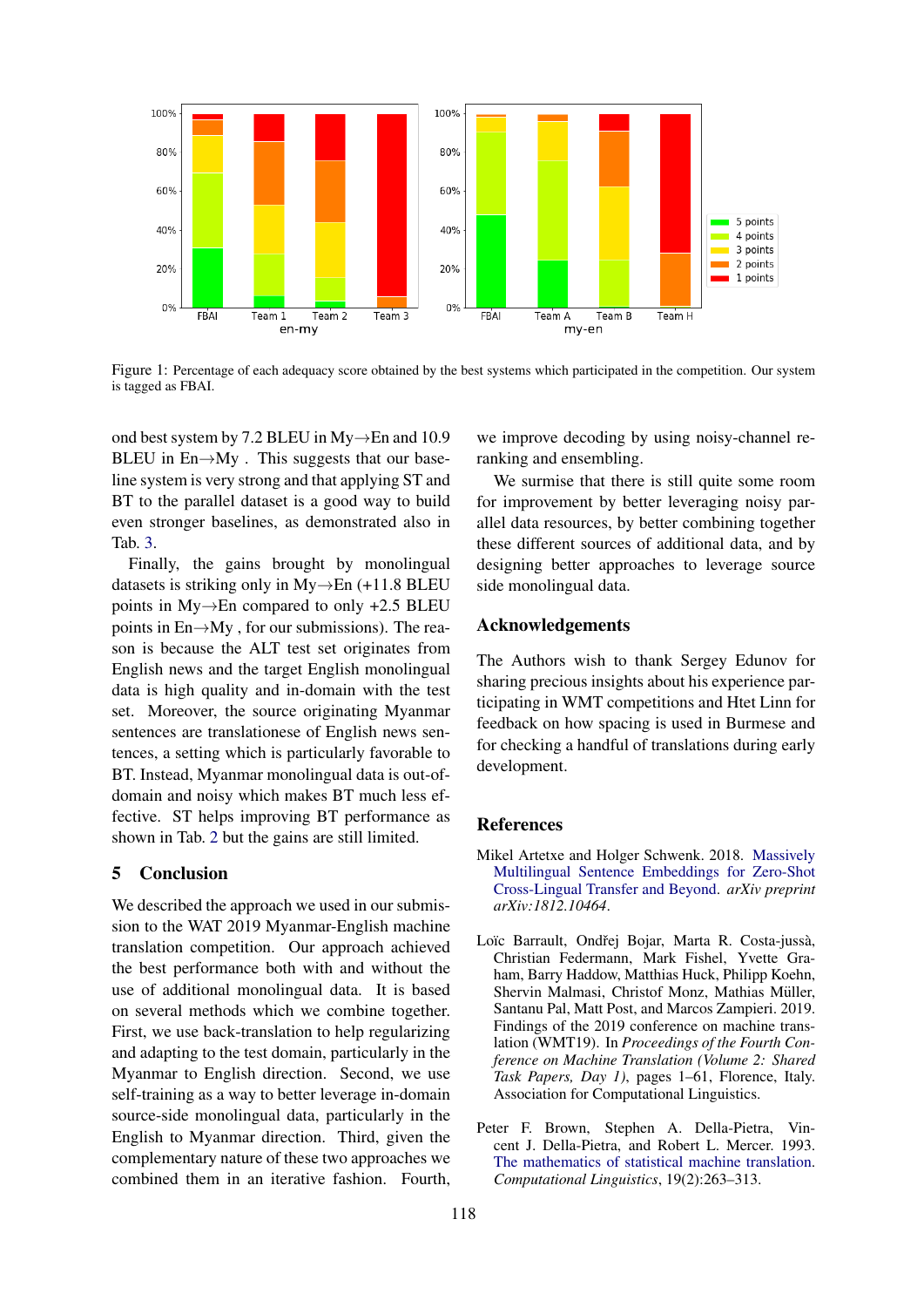Figure 1: Percentage of each adequacy score obtained by the best systems which participated in the competition. Our system is tagged as FBAI.

ond best system by 7.2 BLEU in My→En and 10.9 BLEU in En→My . This suggests that our baseline system is very strong and that applying ST and BT to the parallel dataset is a good way to build even stronger baselines, as demonstrated also in Tab. 3.

Finally, the gains brought by monolingual datasets is striking only in My→En (+11.8 BLEU points in My→En compared to only +2.5 BLEU points in En→My , for our submissions). The reason is because the ALT test set originates from English news and the target English monolingual data is high quality and in-domain with the test set. Moreover, the source originating Myanmar sentences are translationese of English news sentences, a setting which is particularly favorable to BT. Instead, Myanmar monolingual data is out-of-domain and noisy which makes BT much less effective. ST helps improving BT performance as shown in Tab. 2 but the gains are still limited.

## 5 Conclusion

We described the approach we used in our submission to the WAT 2019 Myanmar-English machine translation competition. Our approach achieved the best performance both with and without the use of additional monolingual data. It is based on several methods which we combine together. First, we use back-translation to help regularizing and adapting to the test domain, particularly in the Myanmar to English direction. Second, we use self-training as a way to better leverage in-domain source-side monolingual data, particularly in the English to Myanmar direction. Third, given the complementary nature of these two approaches we combined them in an iterative fashion. Fourth, we improve decoding by using noisy-channel reranking and ensembling.

We surmise that there is still quite some room for improvement by better leveraging noisy parallel data resources, by better combining together these different sources of additional data, and by designing better approaches to leverage source side monolingual data.

## Acknowledgements

The Authors wish to thank Sergey Edunov for sharing precious insights about his experience participating in WMT competitions and Htet Linn for feedback on how spacing is used in Burmese and for checking a handful of translations during early development.

## References

Mikel Artetxe and Holger Schwenk. 2018. Massively Multilingual Sentence Embeddings for Zero-Shot Cross-Lingual Transfer and Beyond. *arXiv preprint arXiv:1812.10464*.

Loïc Barrault, Ondřej Bojar, Marta R. Costa-jussà, Christian Federmann, Mark Fishel, Yvette Graham, Barry Haddow, Matthias Huck, Philipp Koehn, Shervin Malmasi, Christof Monz, Mathias Müller, Santanu Pal, Matt Post, and Marcos Zampieri. 2019. Findings of the 2019 conference on machine translation (WMT19). In *Proceedings of the Fourth Conference on Machine Translation (Volume 2: Shared Task Papers, Day 1)*, pages 1–61, Florence, Italy. Association for Computational Linguistics.

Peter F. Brown, Stephen A. Della-Pietra, Vincent J. Della-Pietra, and Robert L. Mercer. 1993. The mathematics of statistical machine translation. *Computational Linguistics*, 19(2):263–313.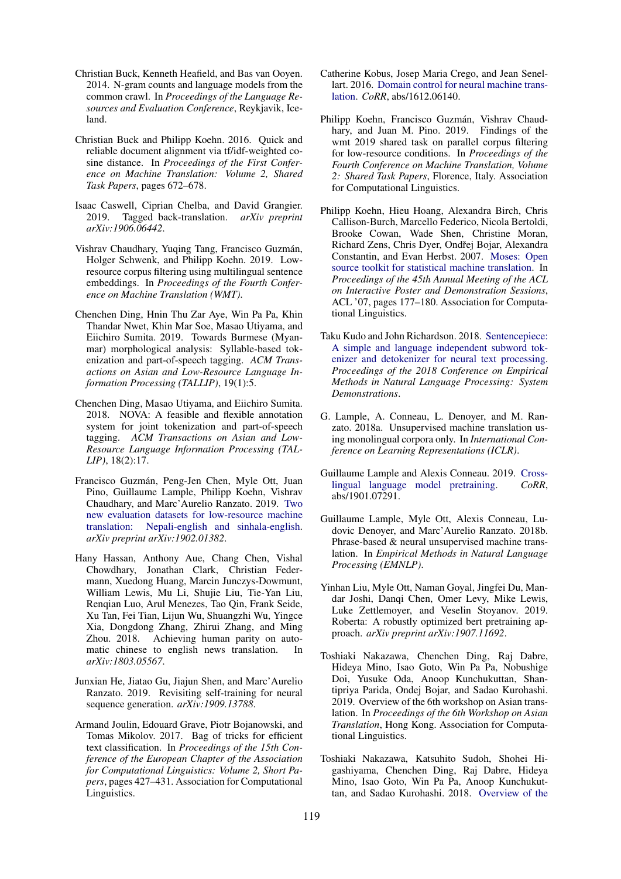Christian Buck, Kenneth Heafield, and Bas van Ooyen. 2014. N-gram counts and language models from the common crawl. In *Proceedings of the Language Resources and Evaluation Conference*, Reykjavik, Iceland.

Christian Buck and Philipp Koehn. 2016. Quick and reliable document alignment via tf/idf-weighted cosine distance. In *Proceedings of the First Conference on Machine Translation: Volume 2, Shared Task Papers*, pages 672–678.

Isaac Caswell, Ciprian Chelba, and David Grangier. 2019. Tagged back-translation. *arXiv preprint arXiv:1906.06442*.

Vishrav Chaudhary, Yuqing Tang, Francisco Guzmán, Holger Schwenk, and Philipp Koehn. 2019. Low-resource corpus filtering using multilingual sentence embeddings. In *Proceedings of the Fourth Conference on Machine Translation (WMT)*.

Chenchen Ding, Hnin Thu Zar Aye, Win Pa Pa, Khin Thandar Nwet, Khin Mar Soe, Masao Utiyama, and Eiichiro Sumita. 2019. Towards Burmese (Myanmar) morphological analysis: Syllable-based tokenization and part-of-speech tagging. *ACM Transactions on Asian and Low-Resource Language Information Processing (TALLIP)*, 19(1):5.

Chenchen Ding, Masao Utiyama, and Eiichiro Sumita. 2018. NOVA: A feasible and flexible annotation system for joint tokenization and part-of-speech tagging. *ACM Transactions on Asian and Low-Resource Language Information Processing (TALLIP)*, 18(2):17.

Francisco Guzmán, Peng-Jen Chen, Myle Ott, Juan Pino, Guillaume Lample, Philipp Koehn, Vishrav Chaudhary, and Marc'Aurelio Ranzato. 2019. Two new evaluation datasets for low-resource machine translation: Nepali-english and sinhala-english. *arXiv preprint arXiv:1902.01382*.

Hany Hassan, Anthony Aue, Chang Chen, Vishal Chowdhary, Jonathan Clark, Christian Federmann, Xuedong Huang, Marcin Junczys-Dowmunt, William Lewis, Mu Li, Shujie Liu, Tie-Yan Liu, Renqian Luo, Arul Menezes, Tao Qin, Frank Seide, Xu Tan, Fei Tian, Lijun Wu, Shuangzhi Wu, Yingce Xia, Dongdong Zhang, Zhirui Zhang, and Ming Zhou. 2018. Achieving human parity on automatic chinese to english news translation. In *arXiv:1803.05567*.

Junxian He, Jiatao Gu, Jiajun Shen, and Marc'Aurelio Ranzato. 2019. Revisiting self-training for neural sequence generation. *arXiv:1909.13788*.

Armand Joulin, Edouard Grave, Piotr Bojanowski, and Tomas Mikolov. 2017. Bag of tricks for efficient text classification. In *Proceedings of the 15th Conference of the European Chapter of the Association for Computational Linguistics: Volume 2, Short Papers*, pages 427–431. Association for Computational Linguistics.

Catherine Kobus, Josep Maria Crego, and Jean Senellart. 2016. Domain control for neural machine translation. *CoRR*, abs/1612.06140.

Philipp Koehn, Francisco Guzmán, Vishrav Chaudhary, and Juan M. Pino. 2019. Findings of the wmt 2019 shared task on parallel corpus filtering for low-resource conditions. In *Proceedings of the Fourth Conference on Machine Translation, Volume 2: Shared Task Papers*, Florence, Italy. Association for Computational Linguistics.

Philipp Koehn, Hieu Hoang, Alexandra Birch, Chris Callison-Burch, Marcello Federico, Nicola Bertoldi, Brooke Cowan, Wade Shen, Christine Moran, Richard Zens, Chris Dyer, Ondřej Bojar, Alexandra Constantin, and Evan Herbst. 2007. Moses: Open source toolkit for statistical machine translation. In *Proceedings of the 45th Annual Meeting of the ACL on Interactive Poster and Demonstration Sessions*, ACL '07, pages 177–180. Association for Computational Linguistics.

Taku Kudo and John Richardson. 2018. Sentencepiece: A simple and language independent subword tokenizer and detokenizer for neural text processing. *Proceedings of the 2018 Conference on Empirical Methods in Natural Language Processing: System Demonstrations*.

G. Lample, A. Conneau, L. Denoyer, and M. Ranzato. 2018a. Unsupervised machine translation using monolingual corpora only. In *International Conference on Learning Representations (ICLR)*.

Guillaume Lample and Alexis Conneau. 2019. Cross-lingual language model pretraining. *CoRR*, abs/1901.07291.

Guillaume Lample, Myle Ott, Alexis Conneau, Ludovic Denoyer, and Marc'Aurelio Ranzato. 2018b. Phrase-based & neural unsupervised machine translation. In *Empirical Methods in Natural Language Processing (EMNLP)*.

Yinhan Liu, Myle Ott, Naman Goyal, Jingfei Du, Mandar Joshi, Danqi Chen, Omer Levy, Mike Lewis, Luke Zettlemoyer, and Veselin Stoyanov. 2019. Roberta: A robustly optimized bert pretraining approach. *arXiv preprint arXiv:1907.11692*.

Toshiaki Nakazawa, Chenchen Ding, Raj Dabre, Hideya Mino, Isao Goto, Win Pa Pa, Nobushige Doi, Yusuke Oda, Anoop Kunchukuttan, Shantipriya Parida, Ondej Bojar, and Sadao Kurohashi. 2019. Overview of the 6th workshop on Asian translation. In *Proceedings of the 6th Workshop on Asian Translation*, Hong Kong. Association for Computational Linguistics.

Toshiaki Nakazawa, Katsuhito Sudoh, Shohei Higashiyama, Chenchen Ding, Raj Dabre, Hideya Mino, Isao Goto, Win Pa Pa, Anoop Kunchukuttan, and Sadao Kurohashi. 2018. Overview of the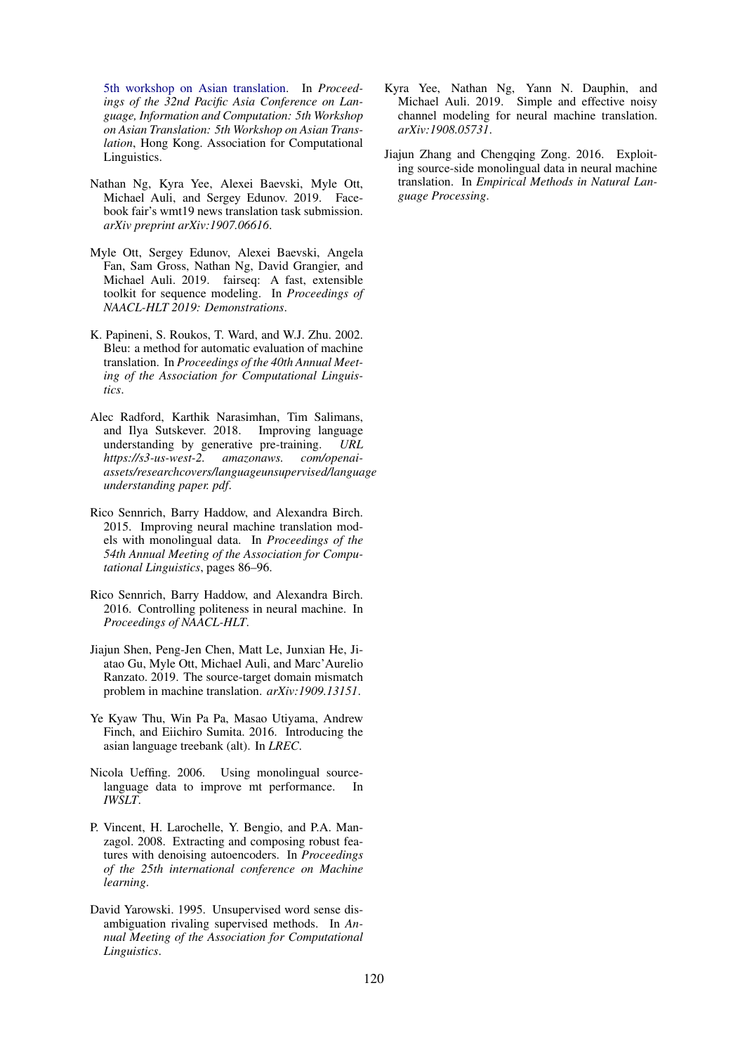5th workshop on Asian translation. In *Proceedings of the 32nd Pacific Asia Conference on Language, Information and Computation: 5th Workshop on Asian Translation: 5th Workshop on Asian Translation*, Hong Kong. Association for Computational Linguistics.

Nathan Ng, Kyra Yee, Alexei Baevski, Myle Ott, Michael Auli, and Sergey Edunov. 2019. Facebook fair's wmt19 news translation task submission. *arXiv preprint arXiv:1907.06616*.

Myle Ott, Sergey Edunov, Alexei Baevski, Angela Fan, Sam Gross, Nathan Ng, David Grangier, and Michael Auli. 2019. fairseq: A fast, extensible toolkit for sequence modeling. In *Proceedings of NAACL-HLT 2019: Demonstrations*.

K. Papineni, S. Roukos, T. Ward, and W.J. Zhu. 2002. Bleu: a method for automatic evaluation of machine translation. In *Proceedings of the 40th Annual Meeting of the Association for Computational Linguistics*.

Alec Radford, Karthik Narasimhan, Tim Salimans, and Ilya Sutskever. 2018. Improving language understanding by generative pre-training. *URL https://s3-us-west-2. amazonaws. com/openai-assets/researchcovers/languageunsupervised/language understanding paper. pdf*.

Rico Sennrich, Barry Haddow, and Alexandra Birch. 2015. Improving neural machine translation models with monolingual data. In *Proceedings of the 54th Annual Meeting of the Association for Computational Linguistics*, pages 86–96.

Rico Sennrich, Barry Haddow, and Alexandra Birch. 2016. Controlling politeness in neural machine. In *Proceedings of NAACL-HLT*.

Jiajun Shen, Peng-Jen Chen, Matt Le, Junxian He, Jiatao Gu, Myle Ott, Michael Auli, and Marc'Aurelio Ranzato. 2019. The source-target domain mismatch problem in machine translation. *arXiv:1909.13151*.

Ye Kyaw Thu, Win Pa Pa, Masao Utiyama, Andrew Finch, and Eiichiro Sumita. 2016. Introducing the asian language treebank (alt). In *LREC*.

Nicola Ueffing. 2006. Using monolingual source-language data to improve mt performance. In *IWSLT*.

P. Vincent, H. Larochelle, Y. Bengio, and P.A. Manzagol. 2008. Extracting and composing robust features with denoising autoencoders. In *Proceedings of the 25th international conference on Machine learning*.

David Yarowski. 1995. Unsupervised word sense disambiguation rivaling supervised methods. In *Annual Meeting of the Association for Computational Linguistics*.

Kyra Yee, Nathan Ng, Yann N. Dauphin, and Michael Auli. 2019. Simple and effective noisy channel modeling for neural machine translation. *arXiv:1908.05731*.

Jiajun Zhang and Chengqing Zong. 2016. Exploiting source-side monolingual data in neural machine translation. In *Empirical Methods in Natural Language Processing*.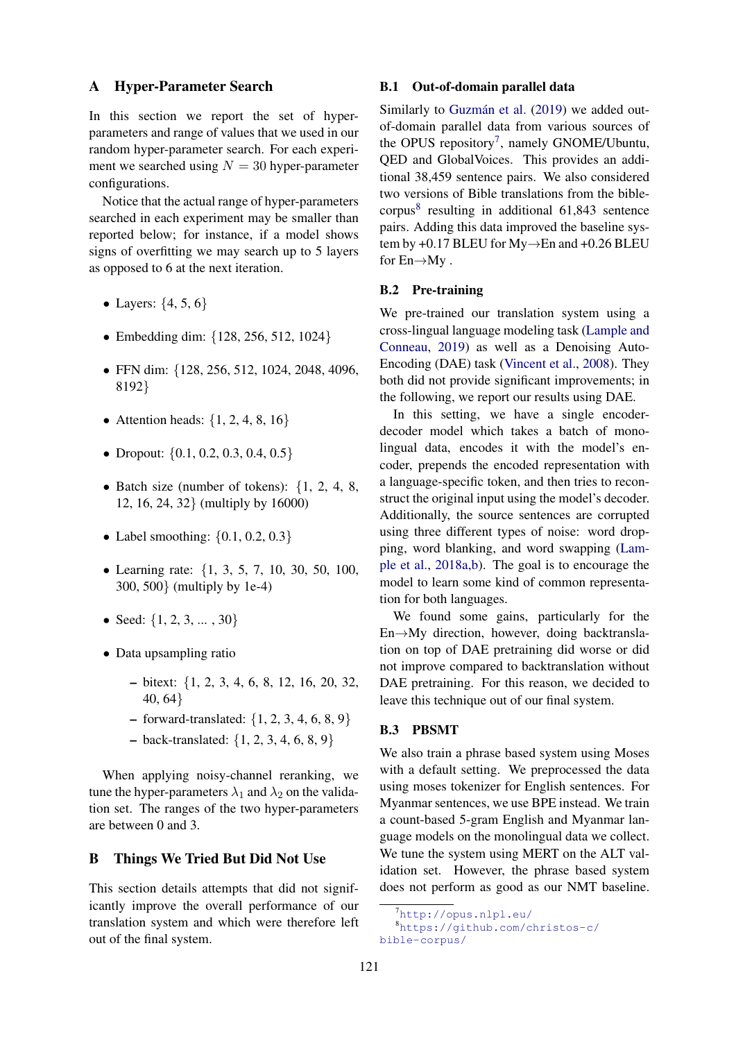## A Hyper-Parameter Search

In this section we report the set of hyper-parameters and range of values that we used in our random hyper-parameter search. For each experiment we searched using $N = 30$ hyper-parameter configurations.

Notice that the actual range of hyper-parameters searched in each experiment may be smaller than reported below; for instance, if a model shows signs of overfitting we may search up to 5 layers as opposed to 6 at the next iteration.

- Layers: {4, 5, 6}
- Embedding dim: {128, 256, 512, 1024}
- FFN dim: {128, 256, 512, 1024, 2048, 4096, 8192}
- Attention heads: {1, 2, 4, 8, 16}
- Dropout: {0.1, 0.2, 0.3, 0.4, 0.5}
- Batch size (number of tokens): {1, 2, 4, 8, 12, 16, 24, 32} (multiply by 16000)
- Label smoothing: {0.1, 0.2, 0.3}
- Learning rate: {1, 3, 5, 7, 10, 30, 50, 100, 300, 500} (multiply by 1e-4)
- Seed: {1, 2, 3, ... , 30}
- Data upsampling ratio
  - bitext: {1, 2, 3, 4, 6, 8, 12, 16, 20, 32, 40, 64}
  - forward-translated: {1, 2, 3, 4, 6, 8, 9}
  - back-translated: {1, 2, 3, 4, 6, 8, 9}

When applying noisy-channel reranking, we tune the hyper-parameters $\lambda_1$ and $\lambda_2$ on the validation set. The ranges of the two hyper-parameters are between 0 and 3.

## B Things We Tried But Did Not Use

This section details attempts that did not significantly improve the overall performance of our translation system and which were therefore left out of the final system.

### B.1 Out-of-domain parallel data

Similarly to Guzmán et al. (2019) we added out-of-domain parallel data from various sources of the OPUS repository[7], namely GNOME/Ubuntu, QED and GlobalVoices. This provides an additional 38,459 sentence pairs. We also considered two versions of Bible translations from the bible-corpus[8] resulting in additional 61,843 sentence pairs. Adding this data improved the baseline system by +0.17 BLEU for My→En and +0.26 BLEU for En→My .

### B.2 Pre-training

We pre-trained our translation system using a cross-lingual language modeling task (Lample and Conneau, 2019) as well as a Denoising Auto-Encoding (DAE) task (Vincent et al., 2008). They both did not provide significant improvements; in the following, we report our results using DAE.

In this setting, we have a single encoder-decoder model which takes a batch of monolingual data, encodes it with the model's encoder, prepends the encoded representation with a language-specific token, and then tries to reconstruct the original input using the model's decoder. Additionally, the source sentences are corrupted using three different types of noise: word dropping, word blanking, and word swapping (Lample et al., 2018a,b). The goal is to encourage the model to learn some kind of common representation for both languages.

We found some gains, particularly for the En→My direction, however, doing backtranslation on top of DAE pretraining did worse or did not improve compared to backtranslation without DAE pretraining. For this reason, we decided to leave this technique out of our final system.

### B.3 PBSMT

We also train a phrase based system using Moses with a default setting. We preprocessed the data using moses tokenizer for English sentences. For Myanmar sentences, we use BPE instead. We train a count-based 5-gram English and Myanmar language models on the monolingual data we collect. We tune the system using MERT on the ALT validation set. However, the phrase based system does not perform as good as our NMT baseline.

[7] http://opus.nlpl.eu/

[8] https://github.com/christos-c/bible-corpus/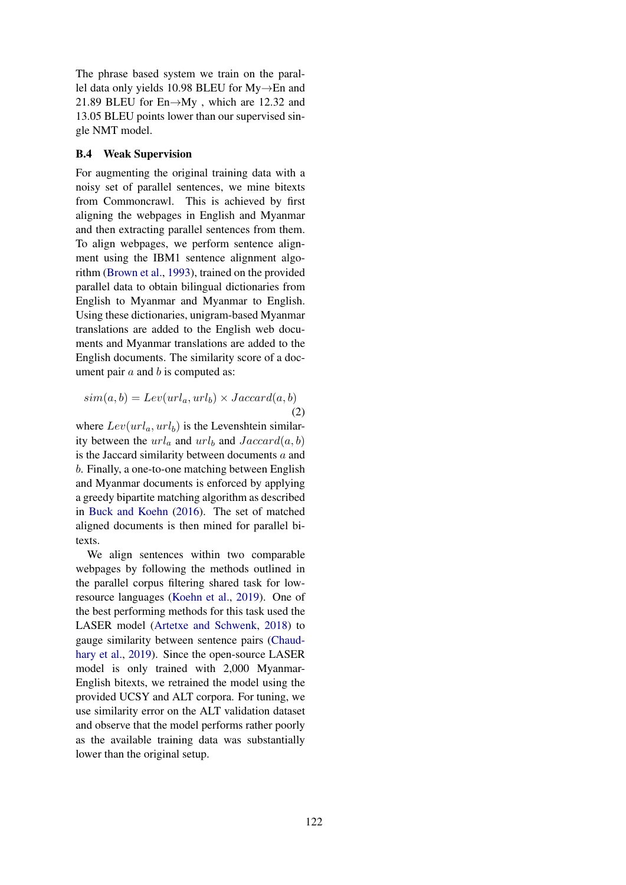The phrase based system we train on the parallel data only yields 10.98 BLEU for My→En and 21.89 BLEU for En→My , which are 12.32 and 13.05 BLEU points lower than our supervised single NMT model.

### B.4 Weak Supervision

For augmenting the original training data with a noisy set of parallel sentences, we mine bitexts from Commoncrawl. This is achieved by first aligning the webpages in English and Myanmar and then extracting parallel sentences from them. To align webpages, we perform sentence alignment using the IBM1 sentence alignment algorithm (Brown et al., 1993), trained on the provided parallel data to obtain bilingual dictionaries from English to Myanmar and Myanmar to English. Using these dictionaries, unigram-based Myanmar translations are added to the English web documents and Myanmar translations are added to the English documents. The similarity score of a document pair $a$ and $b$ is computed as:

$$sim(a, b) = Lev(url_a, url_b) \times Jaccard(a, b) \tag{2}$$

where $Lev(url_a, url_b)$ is the Levenshtein similarity between the $url_a$ and $url_b$ and $Jaccard(a, b)$ is the Jaccard similarity between documents $a$ and $b$. Finally, a one-to-one matching between English and Myanmar documents is enforced by applying a greedy bipartite matching algorithm as described in Buck and Koehn (2016). The set of matched aligned documents is then mined for parallel bitexts.

We align sentences within two comparable webpages by following the methods outlined in the parallel corpus filtering shared task for low-resource languages (Koehn et al., 2019). One of the best performing methods for this task used the LASER model (Artetxe and Schwenk, 2018) to gauge similarity between sentence pairs (Chaudhary et al., 2019). Since the open-source LASER model is only trained with 2,000 Myanmar-English bitexts, we retrained the model using the provided UCSY and ALT corpora. For tuning, we use similarity error on the ALT validation dataset and observe that the model performs rather poorly as the available training data was substantially lower than the original setup.